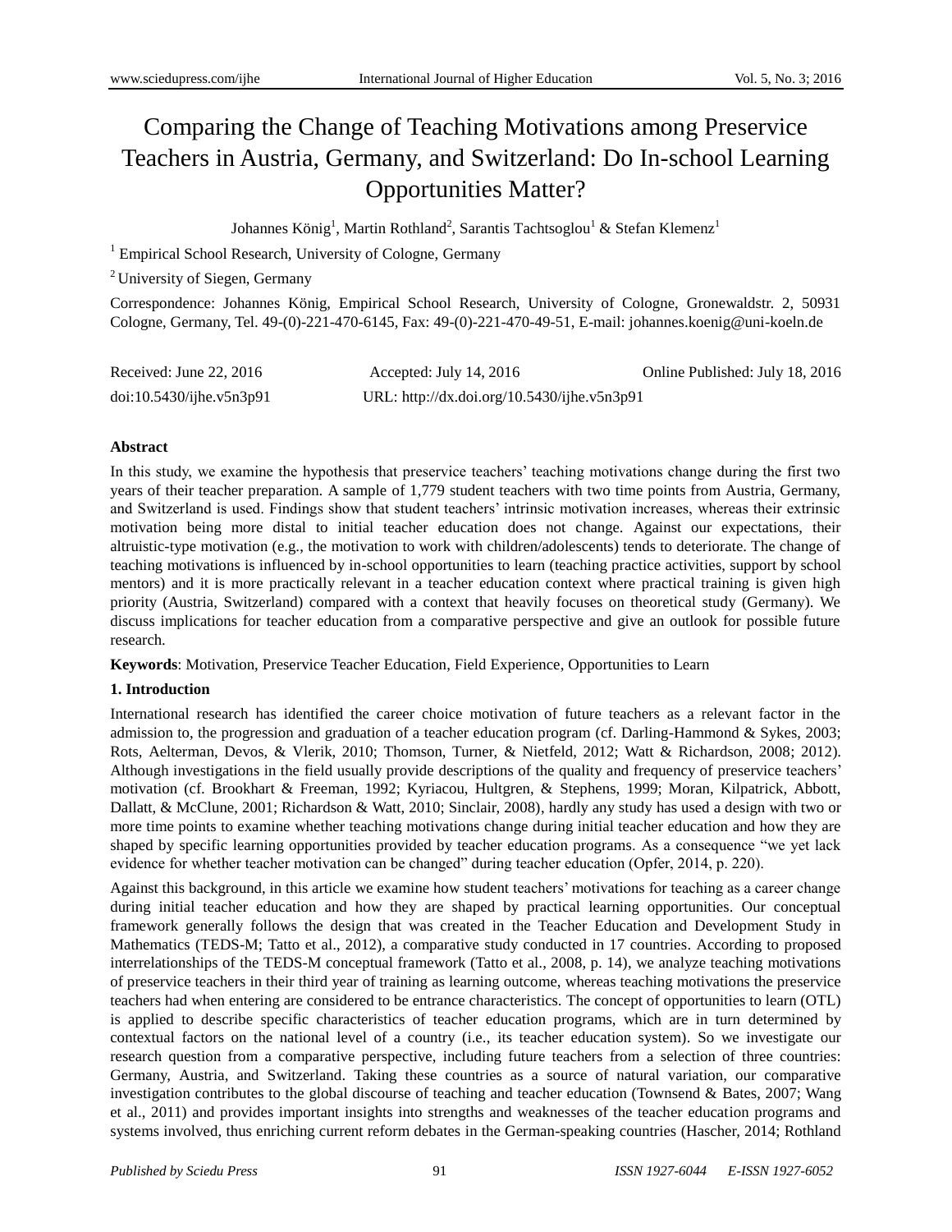# Comparing the Change of Teaching Motivations among Preservice Teachers in Austria, Germany, and Switzerland: Do In-school Learning Opportunities Matter?

Johannes König[1], Martin Rothland[2], Sarantis Tachtsoglou[1] & Stefan Klemenz[1]

[1] Empirical School Research, University of Cologne, Germany

[2] University of Siegen, Germany

Correspondence: Johannes König, Empirical School Research, University of Cologne, Gronewaldstr. 2, 50931 Cologne, Germany, Tel. 49-(0)-221-470-6145, Fax: 49-(0)-221-470-49-51, E-mail: johannes.koenig@uni-koeln.de

Received: June 22, 2016　　Accepted: July 14, 2016　　Online Published: July 18, 2016

doi:10.5430/ijhe.v5n3p91　　URL: http://dx.doi.org/10.5430/ijhe.v5n3p91

**Abstract**

In this study, we examine the hypothesis that preservice teachers' teaching motivations change during the first two years of their teacher preparation. A sample of 1,779 student teachers with two time points from Austria, Germany, and Switzerland is used. Findings show that student teachers' intrinsic motivation increases, whereas their extrinsic motivation being more distal to initial teacher education does not change. Against our expectations, their altruistic-type motivation (e.g., the motivation to work with children/adolescents) tends to deteriorate. The change of teaching motivations is influenced by in-school opportunities to learn (teaching practice activities, support by school mentors) and it is more practically relevant in a teacher education context where practical training is given high priority (Austria, Switzerland) compared with a context that heavily focuses on theoretical study (Germany). We discuss implications for teacher education from a comparative perspective and give an outlook for possible future research.

**Keywords**: Motivation, Preservice Teacher Education, Field Experience, Opportunities to Learn

## 1. Introduction

International research has identified the career choice motivation of future teachers as a relevant factor in the admission to, the progression and graduation of a teacher education program (cf. Darling-Hammond & Sykes, 2003; Rots, Aelterman, Devos, & Vlerik, 2010; Thomson, Turner, & Nietfeld, 2012; Watt & Richardson, 2008; 2012). Although investigations in the field usually provide descriptions of the quality and frequency of preservice teachers' motivation (cf. Brookhart & Freeman, 1992; Kyriacou, Hultgren, & Stephens, 1999; Moran, Kilpatrick, Abbott, Dallatt, & McClune, 2001; Richardson & Watt, 2010; Sinclair, 2008), hardly any study has used a design with two or more time points to examine whether teaching motivations change during initial teacher education and how they are shaped by specific learning opportunities provided by teacher education programs. As a consequence "we yet lack evidence for whether teacher motivation can be changed" during teacher education (Opfer, 2014, p. 220).

Against this background, in this article we examine how student teachers' motivations for teaching as a career change during initial teacher education and how they are shaped by practical learning opportunities. Our conceptual framework generally follows the design that was created in the Teacher Education and Development Study in Mathematics (TEDS-M; Tatto et al., 2012), a comparative study conducted in 17 countries. According to proposed interrelationships of the TEDS-M conceptual framework (Tatto et al., 2008, p. 14), we analyze teaching motivations of preservice teachers in their third year of training as learning outcome, whereas teaching motivations the preservice teachers had when entering are considered to be entrance characteristics. The concept of opportunities to learn (OTL) is applied to describe specific characteristics of teacher education programs, which are in turn determined by contextual factors on the national level of a country (i.e., its teacher education system). So we investigate our research question from a comparative perspective, including future teachers from a selection of three countries: Germany, Austria, and Switzerland. Taking these countries as a source of natural variation, our comparative investigation contributes to the global discourse of teaching and teacher education (Townsend & Bates, 2007; Wang et al., 2011) and provides important insights into strengths and weaknesses of the teacher education programs and systems involved, thus enriching current reform debates in the German-speaking countries (Hascher, 2014; Rothland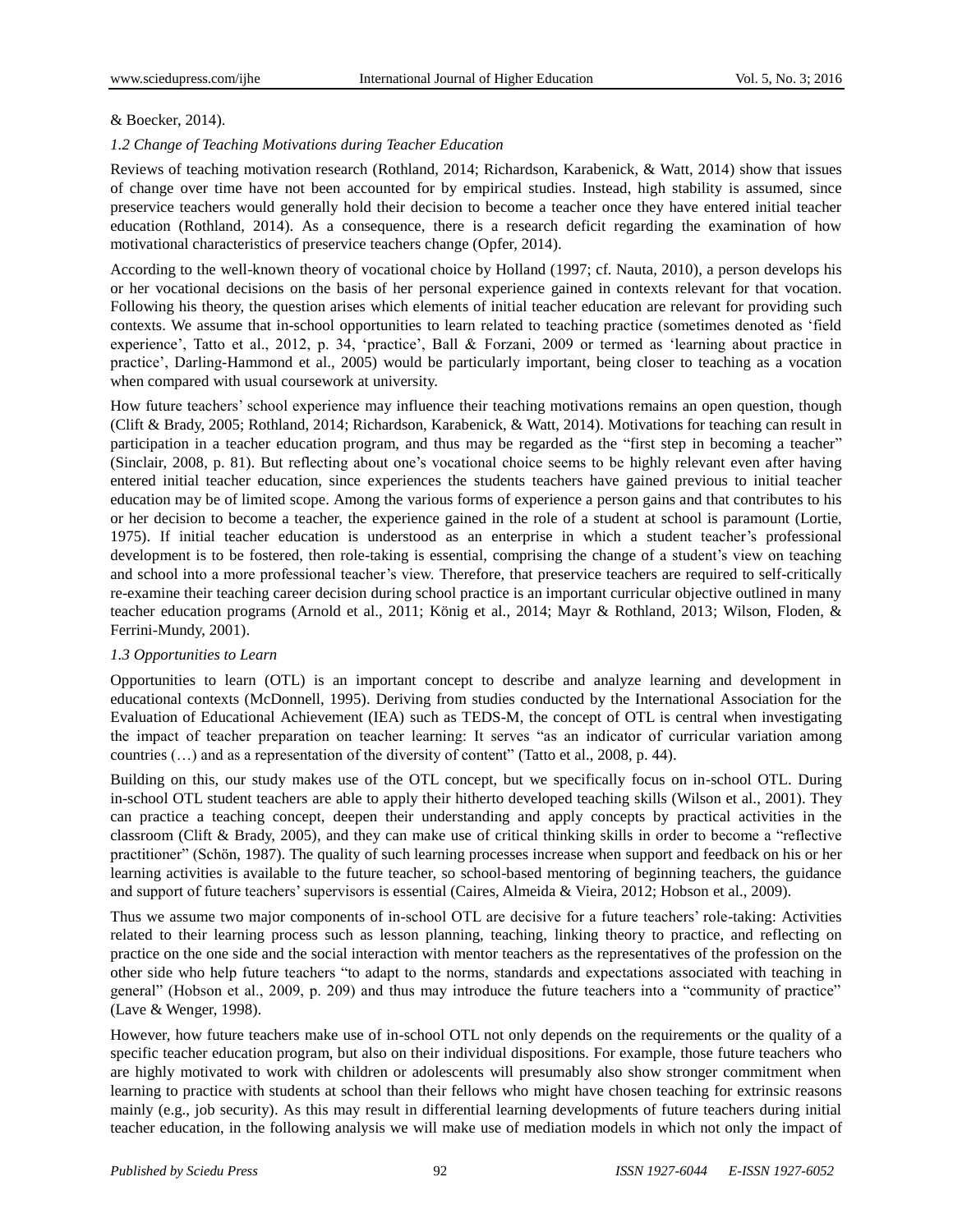& Boecker, 2014).

### 1.2 Change of Teaching Motivations during Teacher Education

Reviews of teaching motivation research (Rothland, 2014; Richardson, Karabenick, & Watt, 2014) show that issues of change over time have not been accounted for by empirical studies. Instead, high stability is assumed, since preservice teachers would generally hold their decision to become a teacher once they have entered initial teacher education (Rothland, 2014). As a consequence, there is a research deficit regarding the examination of how motivational characteristics of preservice teachers change (Opfer, 2014).

According to the well-known theory of vocational choice by Holland (1997; cf. Nauta, 2010), a person develops his or her vocational decisions on the basis of her personal experience gained in contexts relevant for that vocation. Following his theory, the question arises which elements of initial teacher education are relevant for providing such contexts. We assume that in-school opportunities to learn related to teaching practice (sometimes denoted as 'field experience', Tatto et al., 2012, p. 34, 'practice', Ball & Forzani, 2009 or termed as 'learning about practice in practice', Darling-Hammond et al., 2005) would be particularly important, being closer to teaching as a vocation when compared with usual coursework at university.

How future teachers' school experience may influence their teaching motivations remains an open question, though (Clift & Brady, 2005; Rothland, 2014; Richardson, Karabenick, & Watt, 2014). Motivations for teaching can result in participation in a teacher education program, and thus may be regarded as the "first step in becoming a teacher" (Sinclair, 2008, p. 81). But reflecting about one's vocational choice seems to be highly relevant even after having entered initial teacher education, since experiences the students teachers have gained previous to initial teacher education may be of limited scope. Among the various forms of experience a person gains and that contributes to his or her decision to become a teacher, the experience gained in the role of a student at school is paramount (Lortie, 1975). If initial teacher education is understood as an enterprise in which a student teacher's professional development is to be fostered, then role-taking is essential, comprising the change of a student's view on teaching and school into a more professional teacher's view. Therefore, that preservice teachers are required to self-critically re-examine their teaching career decision during school practice is an important curricular objective outlined in many teacher education programs (Arnold et al., 2011; König et al., 2014; Mayr & Rothland, 2013; Wilson, Floden, & Ferrini-Mundy, 2001).

### 1.3 Opportunities to Learn

Opportunities to learn (OTL) is an important concept to describe and analyze learning and development in educational contexts (McDonnell, 1995). Deriving from studies conducted by the International Association for the Evaluation of Educational Achievement (IEA) such as TEDS-M, the concept of OTL is central when investigating the impact of teacher preparation on teacher learning: It serves "as an indicator of curricular variation among countries (…) and as a representation of the diversity of content" (Tatto et al., 2008, p. 44).

Building on this, our study makes use of the OTL concept, but we specifically focus on in-school OTL. During in-school OTL student teachers are able to apply their hitherto developed teaching skills (Wilson et al., 2001). They can practice a teaching concept, deepen their understanding and apply concepts by practical activities in the classroom (Clift & Brady, 2005), and they can make use of critical thinking skills in order to become a "reflective practitioner" (Schön, 1987). The quality of such learning processes increase when support and feedback on his or her learning activities is available to the future teacher, so school-based mentoring of beginning teachers, the guidance and support of future teachers' supervisors is essential (Caires, Almeida & Vieira, 2012; Hobson et al., 2009).

Thus we assume two major components of in-school OTL are decisive for a future teachers' role-taking: Activities related to their learning process such as lesson planning, teaching, linking theory to practice, and reflecting on practice on the one side and the social interaction with mentor teachers as the representatives of the profession on the other side who help future teachers "to adapt to the norms, standards and expectations associated with teaching in general" (Hobson et al., 2009, p. 209) and thus may introduce the future teachers into a "community of practice" (Lave & Wenger, 1998).

However, how future teachers make use of in-school OTL not only depends on the requirements or the quality of a specific teacher education program, but also on their individual dispositions. For example, those future teachers who are highly motivated to work with children or adolescents will presumably also show stronger commitment when learning to practice with students at school than their fellows who might have chosen teaching for extrinsic reasons mainly (e.g., job security). As this may result in differential learning developments of future teachers during initial teacher education, in the following analysis we will make use of mediation models in which not only the impact of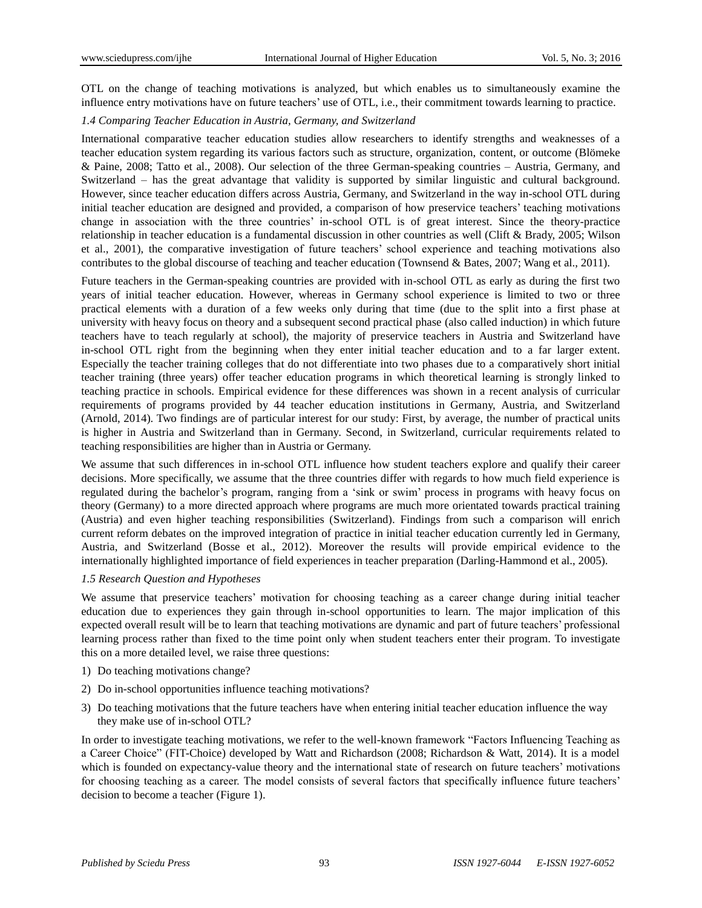OTL on the change of teaching motivations is analyzed, but which enables us to simultaneously examine the influence entry motivations have on future teachers' use of OTL, i.e., their commitment towards learning to practice.

### *1.4 Comparing Teacher Education in Austria, Germany, and Switzerland*

International comparative teacher education studies allow researchers to identify strengths and weaknesses of a teacher education system regarding its various factors such as structure, organization, content, or outcome (Blömeke & Paine, 2008; Tatto et al., 2008). Our selection of the three German-speaking countries – Austria, Germany, and Switzerland – has the great advantage that validity is supported by similar linguistic and cultural background. However, since teacher education differs across Austria, Germany, and Switzerland in the way in-school OTL during initial teacher education are designed and provided, a comparison of how preservice teachers' teaching motivations change in association with the three countries' in-school OTL is of great interest. Since the theory-practice relationship in teacher education is a fundamental discussion in other countries as well (Clift & Brady, 2005; Wilson et al., 2001), the comparative investigation of future teachers' school experience and teaching motivations also contributes to the global discourse of teaching and teacher education (Townsend & Bates, 2007; Wang et al., 2011).

Future teachers in the German-speaking countries are provided with in-school OTL as early as during the first two years of initial teacher education. However, whereas in Germany school experience is limited to two or three practical elements with a duration of a few weeks only during that time (due to the split into a first phase at university with heavy focus on theory and a subsequent second practical phase (also called induction) in which future teachers have to teach regularly at school), the majority of preservice teachers in Austria and Switzerland have in-school OTL right from the beginning when they enter initial teacher education and to a far larger extent. Especially the teacher training colleges that do not differentiate into two phases due to a comparatively short initial teacher training (three years) offer teacher education programs in which theoretical learning is strongly linked to teaching practice in schools. Empirical evidence for these differences was shown in a recent analysis of curricular requirements of programs provided by 44 teacher education institutions in Germany, Austria, and Switzerland (Arnold, 2014). Two findings are of particular interest for our study: First, by average, the number of practical units is higher in Austria and Switzerland than in Germany. Second, in Switzerland, curricular requirements related to teaching responsibilities are higher than in Austria or Germany.

We assume that such differences in in-school OTL influence how student teachers explore and qualify their career decisions. More specifically, we assume that the three countries differ with regards to how much field experience is regulated during the bachelor's program, ranging from a 'sink or swim' process in programs with heavy focus on theory (Germany) to a more directed approach where programs are much more orientated towards practical training (Austria) and even higher teaching responsibilities (Switzerland). Findings from such a comparison will enrich current reform debates on the improved integration of practice in initial teacher education currently led in Germany, Austria, and Switzerland (Bosse et al., 2012). Moreover the results will provide empirical evidence to the internationally highlighted importance of field experiences in teacher preparation (Darling-Hammond et al., 2005).

### *1.5 Research Question and Hypotheses*

We assume that preservice teachers' motivation for choosing teaching as a career change during initial teacher education due to experiences they gain through in-school opportunities to learn. The major implication of this expected overall result will be to learn that teaching motivations are dynamic and part of future teachers' professional learning process rather than fixed to the time point only when student teachers enter their program. To investigate this on a more detailed level, we raise three questions:

1) Do teaching motivations change?
2) Do in-school opportunities influence teaching motivations?
3) Do teaching motivations that the future teachers have when entering initial teacher education influence the way they make use of in-school OTL?

In order to investigate teaching motivations, we refer to the well-known framework "Factors Influencing Teaching as a Career Choice" (FIT-Choice) developed by Watt and Richardson (2008; Richardson & Watt, 2014). It is a model which is founded on expectancy-value theory and the international state of research on future teachers' motivations for choosing teaching as a career. The model consists of several factors that specifically influence future teachers' decision to become a teacher (Figure 1).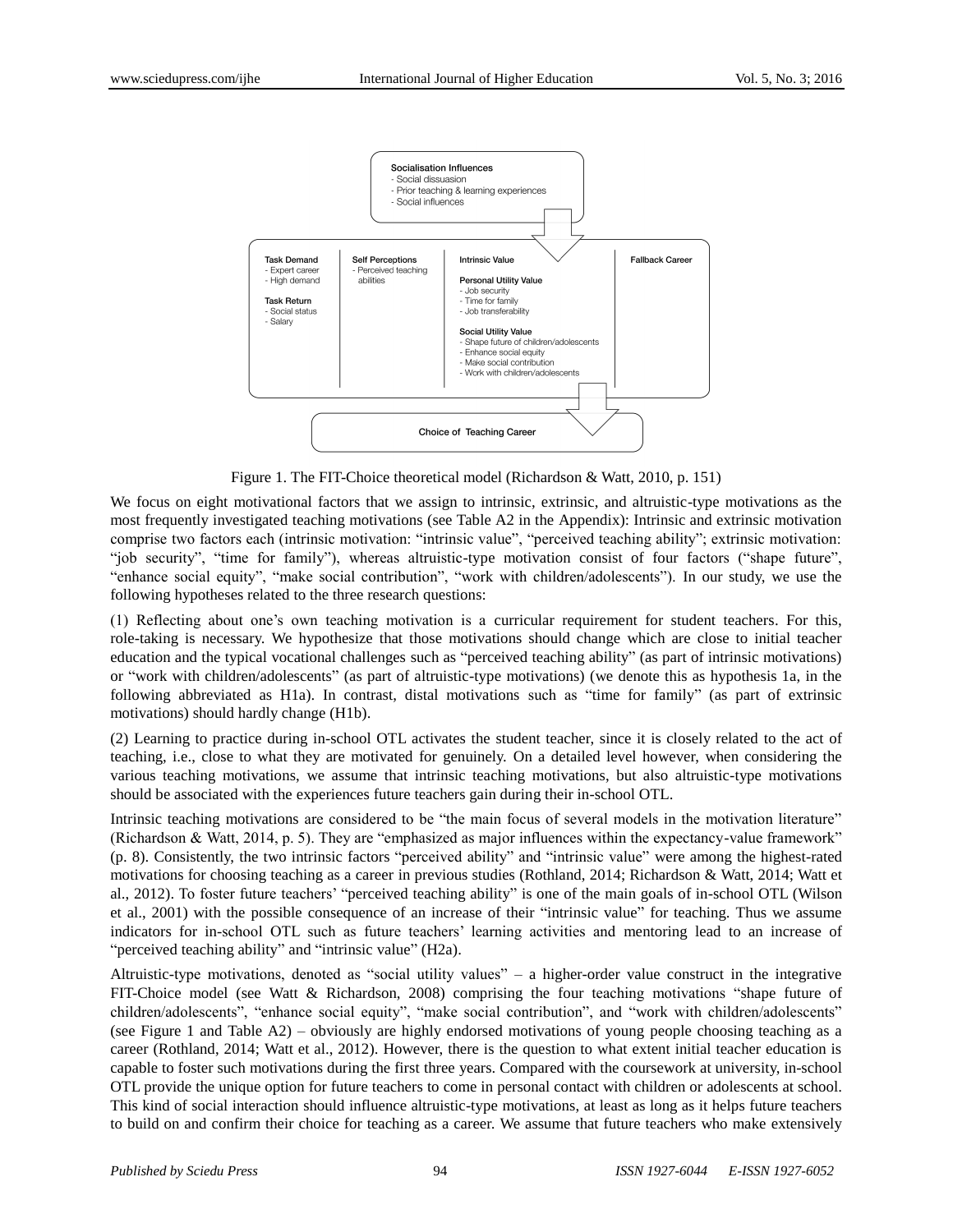Figure 1. The FIT-Choice theoretical model (Richardson & Watt, 2010, p. 151)

We focus on eight motivational factors that we assign to intrinsic, extrinsic, and altruistic-type motivations as the most frequently investigated teaching motivations (see Table A2 in the Appendix): Intrinsic and extrinsic motivation comprise two factors each (intrinsic motivation: "intrinsic value", "perceived teaching ability"; extrinsic motivation: "job security", "time for family"), whereas altruistic-type motivation consist of four factors ("shape future", "enhance social equity", "make social contribution", "work with children/adolescents"). In our study, we use the following hypotheses related to the three research questions:

(1) Reflecting about one's own teaching motivation is a curricular requirement for student teachers. For this, role-taking is necessary. We hypothesize that those motivations should change which are close to initial teacher education and the typical vocational challenges such as "perceived teaching ability" (as part of intrinsic motivations) or "work with children/adolescents" (as part of altruistic-type motivations) (we denote this as hypothesis 1a, in the following abbreviated as H1a). In contrast, distal motivations such as "time for family" (as part of extrinsic motivations) should hardly change (H1b).

(2) Learning to practice during in-school OTL activates the student teacher, since it is closely related to the act of teaching, i.e., close to what they are motivated for genuinely. On a detailed level however, when considering the various teaching motivations, we assume that intrinsic teaching motivations, but also altruistic-type motivations should be associated with the experiences future teachers gain during their in-school OTL.

Intrinsic teaching motivations are considered to be "the main focus of several models in the motivation literature" (Richardson & Watt, 2014, p. 5). They are "emphasized as major influences within the expectancy-value framework" (p. 8). Consistently, the two intrinsic factors "perceived ability" and "intrinsic value" were among the highest-rated motivations for choosing teaching as a career in previous studies (Rothland, 2014; Richardson & Watt, 2014; Watt et al., 2012). To foster future teachers' "perceived teaching ability" is one of the main goals of in-school OTL (Wilson et al., 2001) with the possible consequence of an increase of their "intrinsic value" for teaching. Thus we assume indicators for in-school OTL such as future teachers' learning activities and mentoring lead to an increase of "perceived teaching ability" and "intrinsic value" (H2a).

Altruistic-type motivations, denoted as "social utility values" – a higher-order value construct in the integrative FIT-Choice model (see Watt & Richardson, 2008) comprising the four teaching motivations "shape future of children/adolescents", "enhance social equity", "make social contribution", and "work with children/adolescents" (see Figure 1 and Table A2) – obviously are highly endorsed motivations of young people choosing teaching as a career (Rothland, 2014; Watt et al., 2012). However, there is the question to what extent initial teacher education is capable to foster such motivations during the first three years. Compared with the coursework at university, in-school OTL provide the unique option for future teachers to come in personal contact with children or adolescents at school. This kind of social interaction should influence altruistic-type motivations, at least as long as it helps future teachers to build on and confirm their choice for teaching as a career. We assume that future teachers who make extensively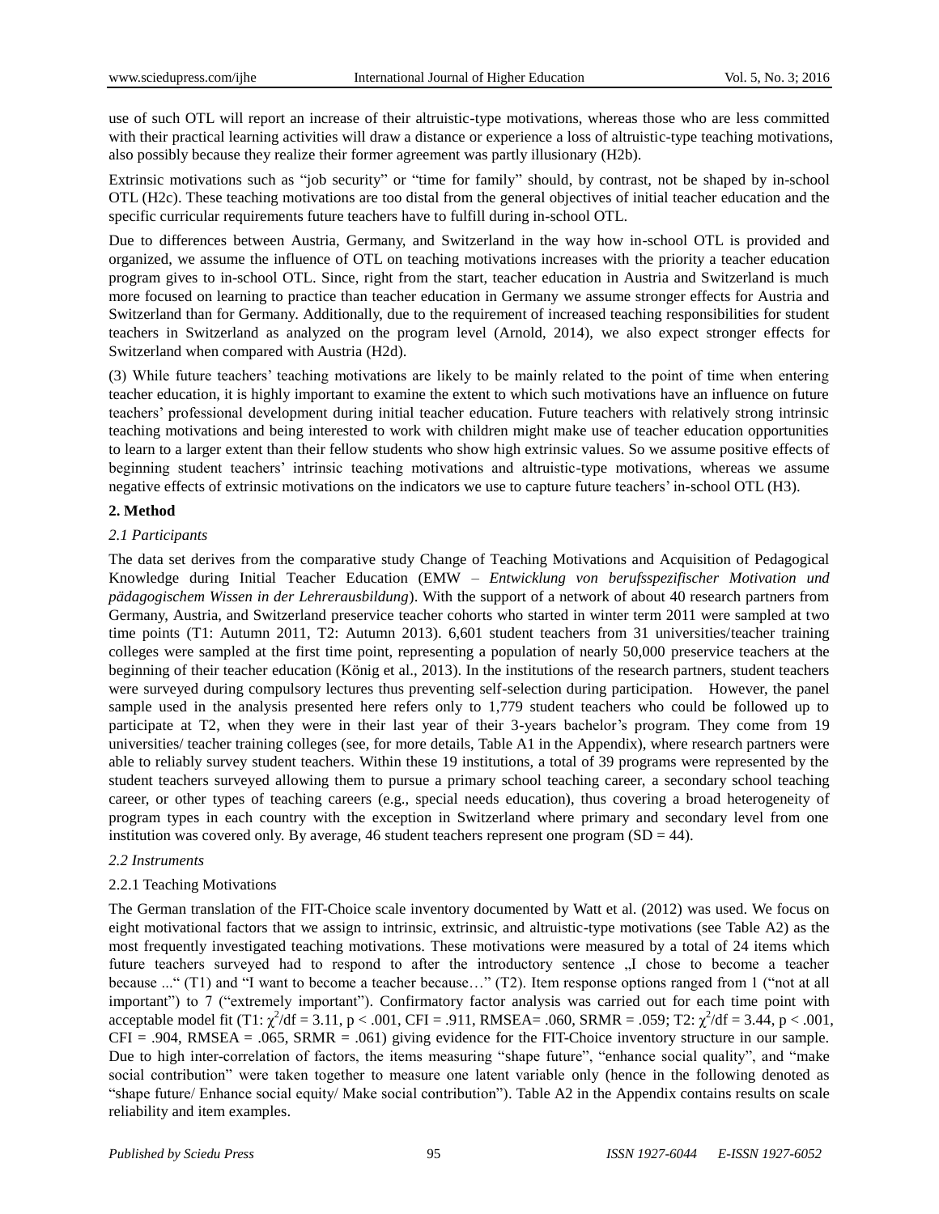use of such OTL will report an increase of their altruistic-type motivations, whereas those who are less committed with their practical learning activities will draw a distance or experience a loss of altruistic-type teaching motivations, also possibly because they realize their former agreement was partly illusionary (H2b).

Extrinsic motivations such as "job security" or "time for family" should, by contrast, not be shaped by in-school OTL (H2c). These teaching motivations are too distal from the general objectives of initial teacher education and the specific curricular requirements future teachers have to fulfill during in-school OTL.

Due to differences between Austria, Germany, and Switzerland in the way how in-school OTL is provided and organized, we assume the influence of OTL on teaching motivations increases with the priority a teacher education program gives to in-school OTL. Since, right from the start, teacher education in Austria and Switzerland is much more focused on learning to practice than teacher education in Germany we assume stronger effects for Austria and Switzerland than for Germany. Additionally, due to the requirement of increased teaching responsibilities for student teachers in Switzerland as analyzed on the program level (Arnold, 2014), we also expect stronger effects for Switzerland when compared with Austria (H2d).

(3) While future teachers' teaching motivations are likely to be mainly related to the point of time when entering teacher education, it is highly important to examine the extent to which such motivations have an influence on future teachers' professional development during initial teacher education. Future teachers with relatively strong intrinsic teaching motivations and being interested to work with children might make use of teacher education opportunities to learn to a larger extent than their fellow students who show high extrinsic values. So we assume positive effects of beginning student teachers' intrinsic teaching motivations and altruistic-type motivations, whereas we assume negative effects of extrinsic motivations on the indicators we use to capture future teachers' in-school OTL (H3).

## 2. Method

### *2.1 Participants*

The data set derives from the comparative study Change of Teaching Motivations and Acquisition of Pedagogical Knowledge during Initial Teacher Education (EMW – *Entwicklung von berufsspezifischer Motivation und pädagogischem Wissen in der Lehrerausbildung*). With the support of a network of about 40 research partners from Germany, Austria, and Switzerland preservice teacher cohorts who started in winter term 2011 were sampled at two time points (T1: Autumn 2011, T2: Autumn 2013). 6,601 student teachers from 31 universities/teacher training colleges were sampled at the first time point, representing a population of nearly 50,000 preservice teachers at the beginning of their teacher education (König et al., 2013). In the institutions of the research partners, student teachers were surveyed during compulsory lectures thus preventing self-selection during participation. However, the panel sample used in the analysis presented here refers only to 1,779 student teachers who could be followed up to participate at T2, when they were in their last year of their 3-years bachelor's program. They come from 19 universities/ teacher training colleges (see, for more details, Table A1 in the Appendix), where research partners were able to reliably survey student teachers. Within these 19 institutions, a total of 39 programs were represented by the student teachers surveyed allowing them to pursue a primary school teaching career, a secondary school teaching career, or other types of teaching careers (e.g., special needs education), thus covering a broad heterogeneity of program types in each country with the exception in Switzerland where primary and secondary level from one institution was covered only. By average, 46 student teachers represent one program (SD = 44).

### *2.2 Instruments*

#### 2.2.1 Teaching Motivations

The German translation of the FIT-Choice scale inventory documented by Watt et al. (2012) was used. We focus on eight motivational factors that we assign to intrinsic, extrinsic, and altruistic-type motivations (see Table A2) as the most frequently investigated teaching motivations. These motivations were measured by a total of 24 items which future teachers surveyed had to respond to after the introductory sentence „I chose to become a teacher because ..." (T1) and "I want to become a teacher because…" (T2). Item response options ranged from 1 ("not at all important") to 7 ("extremely important"). Confirmatory factor analysis was carried out for each time point with acceptable model fit (T1: $\chi^2/df = 3.11$, $p < .001$, CFI = .911, RMSEA= .060, SRMR = .059; T2: $\chi^2/df = 3.44$, $p < .001$, CFI = .904, RMSEA = .065, SRMR = .061) giving evidence for the FIT-Choice inventory structure in our sample. Due to high inter-correlation of factors, the items measuring "shape future", "enhance social quality", and "make social contribution" were taken together to measure one latent variable only (hence in the following denoted as "shape future/ Enhance social equity/ Make social contribution"). Table A2 in the Appendix contains results on scale reliability and item examples.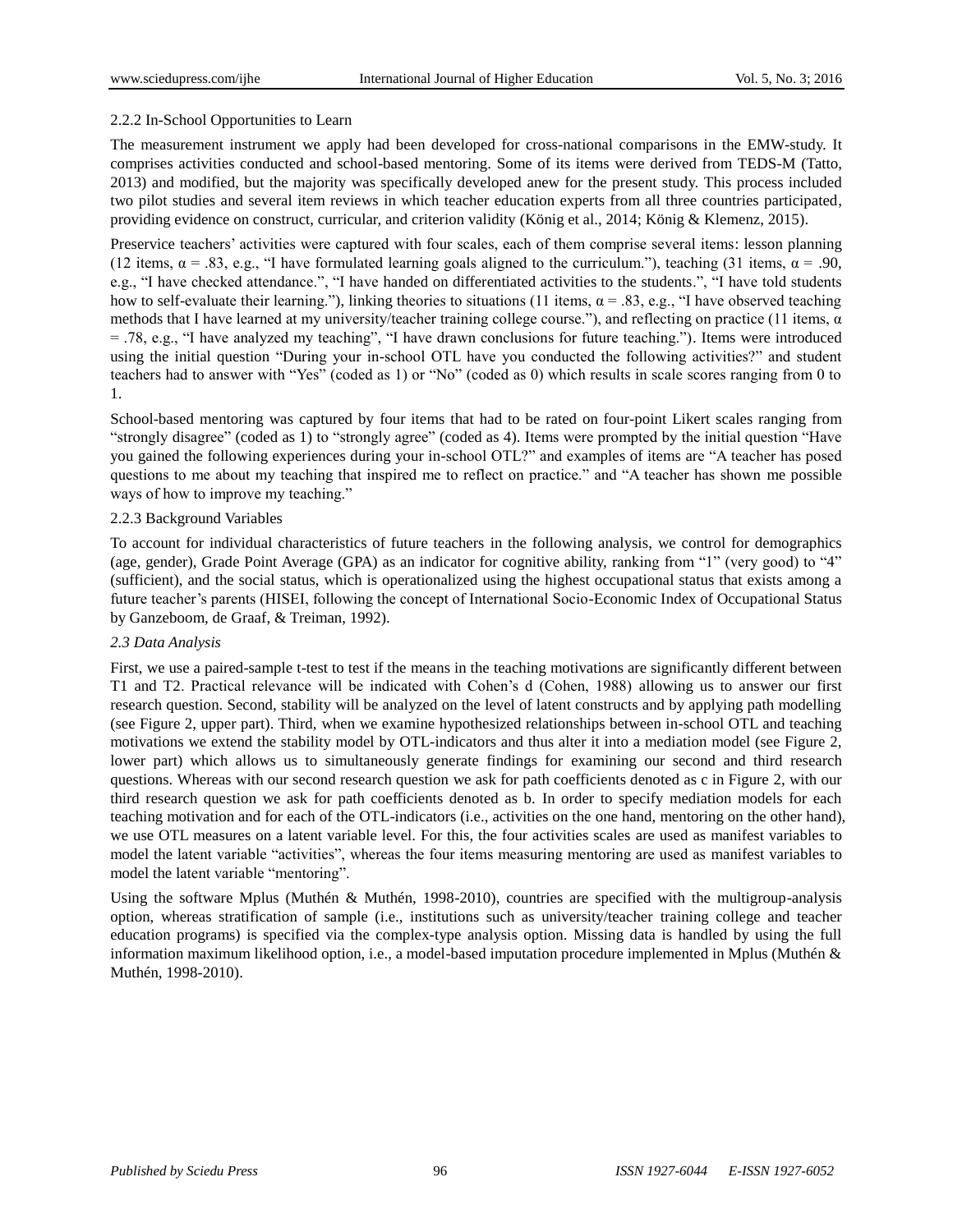#### 2.2.2 In-School Opportunities to Learn

The measurement instrument we apply had been developed for cross-national comparisons in the EMW-study. It comprises activities conducted and school-based mentoring. Some of its items were derived from TEDS-M (Tatto, 2013) and modified, but the majority was specifically developed anew for the present study. This process included two pilot studies and several item reviews in which teacher education experts from all three countries participated, providing evidence on construct, curricular, and criterion validity (König et al., 2014; König & Klemenz, 2015).

Preservice teachers' activities were captured with four scales, each of them comprise several items: lesson planning (12 items, $\alpha = .83$, e.g., "I have formulated learning goals aligned to the curriculum."), teaching (31 items, $\alpha = .90$, e.g., "I have checked attendance.", "I have handed on differentiated activities to the students.", "I have told students how to self-evaluate their learning."), linking theories to situations (11 items, $\alpha = .83$, e.g., "I have observed teaching methods that I have learned at my university/teacher training college course."), and reflecting on practice (11 items, $\alpha = .78$, e.g., "I have analyzed my teaching", "I have drawn conclusions for future teaching."). Items were introduced using the initial question "During your in-school OTL have you conducted the following activities?" and student teachers had to answer with "Yes" (coded as 1) or "No" (coded as 0) which results in scale scores ranging from 0 to 1.

School-based mentoring was captured by four items that had to be rated on four-point Likert scales ranging from "strongly disagree" (coded as 1) to "strongly agree" (coded as 4). Items were prompted by the initial question "Have you gained the following experiences during your in-school OTL?" and examples of items are "A teacher has posed questions to me about my teaching that inspired me to reflect on practice." and "A teacher has shown me possible ways of how to improve my teaching."

#### 2.2.3 Background Variables

To account for individual characteristics of future teachers in the following analysis, we control for demographics (age, gender), Grade Point Average (GPA) as an indicator for cognitive ability, ranking from "1" (very good) to "4" (sufficient), and the social status, which is operationalized using the highest occupational status that exists among a future teacher's parents (HISEI, following the concept of International Socio-Economic Index of Occupational Status by Ganzeboom, de Graaf, & Treiman, 1992).

### *2.3 Data Analysis*

First, we use a paired-sample t-test to test if the means in the teaching motivations are significantly different between T1 and T2. Practical relevance will be indicated with Cohen's d (Cohen, 1988) allowing us to answer our first research question. Second, stability will be analyzed on the level of latent constructs and by applying path modelling (see Figure 2, upper part). Third, when we examine hypothesized relationships between in-school OTL and teaching motivations we extend the stability model by OTL-indicators and thus alter it into a mediation model (see Figure 2, lower part) which allows us to simultaneously generate findings for examining our second and third research questions. Whereas with our second research question we ask for path coefficients denoted as c in Figure 2, with our third research question we ask for path coefficients denoted as b. In order to specify mediation models for each teaching motivation and for each of the OTL-indicators (i.e., activities on the one hand, mentoring on the other hand), we use OTL measures on a latent variable level. For this, the four activities scales are used as manifest variables to model the latent variable "activities", whereas the four items measuring mentoring are used as manifest variables to model the latent variable "mentoring".

Using the software Mplus (Muthén & Muthén, 1998-2010), countries are specified with the multigroup-analysis option, whereas stratification of sample (i.e., institutions such as university/teacher training college and teacher education programs) is specified via the complex-type analysis option. Missing data is handled by using the full information maximum likelihood option, i.e., a model-based imputation procedure implemented in Mplus (Muthén & Muthén, 1998-2010).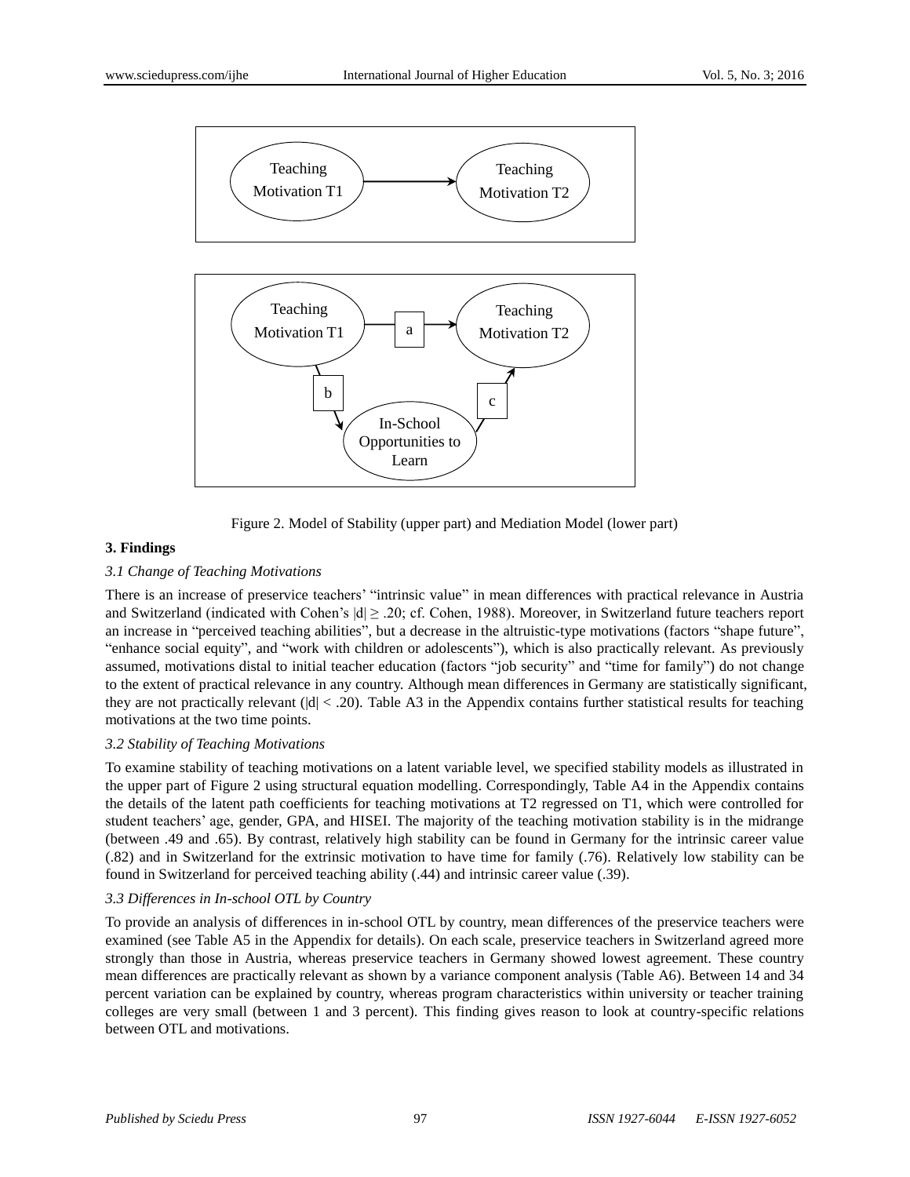Figure 2. Model of Stability (upper part) and Mediation Model (lower part)

## 3. Findings

### *3.1 Change of Teaching Motivations*

There is an increase of preservice teachers' "intrinsic value" in mean differences with practical relevance in Austria and Switzerland (indicated with Cohen's $|d| \geq .20$; cf. Cohen, 1988). Moreover, in Switzerland future teachers report an increase in "perceived teaching abilities", but a decrease in the altruistic-type motivations (factors "shape future", "enhance social equity", and "work with children or adolescents"), which is also practically relevant. As previously assumed, motivations distal to initial teacher education (factors "job security" and "time for family") do not change to the extent of practical relevance in any country. Although mean differences in Germany are statistically significant, they are not practically relevant ($|d| < .20$). Table A3 in the Appendix contains further statistical results for teaching motivations at the two time points.

### *3.2 Stability of Teaching Motivations*

To examine stability of teaching motivations on a latent variable level, we specified stability models as illustrated in the upper part of Figure 2 using structural equation modelling. Correspondingly, Table A4 in the Appendix contains the details of the latent path coefficients for teaching motivations at T2 regressed on T1, which were controlled for student teachers' age, gender, GPA, and HISEI. The majority of the teaching motivation stability is in the midrange (between .49 and .65). By contrast, relatively high stability can be found in Germany for the intrinsic career value (.82) and in Switzerland for the extrinsic motivation to have time for family (.76). Relatively low stability can be found in Switzerland for perceived teaching ability (.44) and intrinsic career value (.39).

### *3.3 Differences in In-school OTL by Country*

To provide an analysis of differences in in-school OTL by country, mean differences of the preservice teachers were examined (see Table A5 in the Appendix for details). On each scale, preservice teachers in Switzerland agreed more strongly than those in Austria, whereas preservice teachers in Germany showed lowest agreement. These country mean differences are practically relevant as shown by a variance component analysis (Table A6). Between 14 and 34 percent variation can be explained by country, whereas program characteristics within university or teacher training colleges are very small (between 1 and 3 percent). This finding gives reason to look at country-specific relations between OTL and motivations.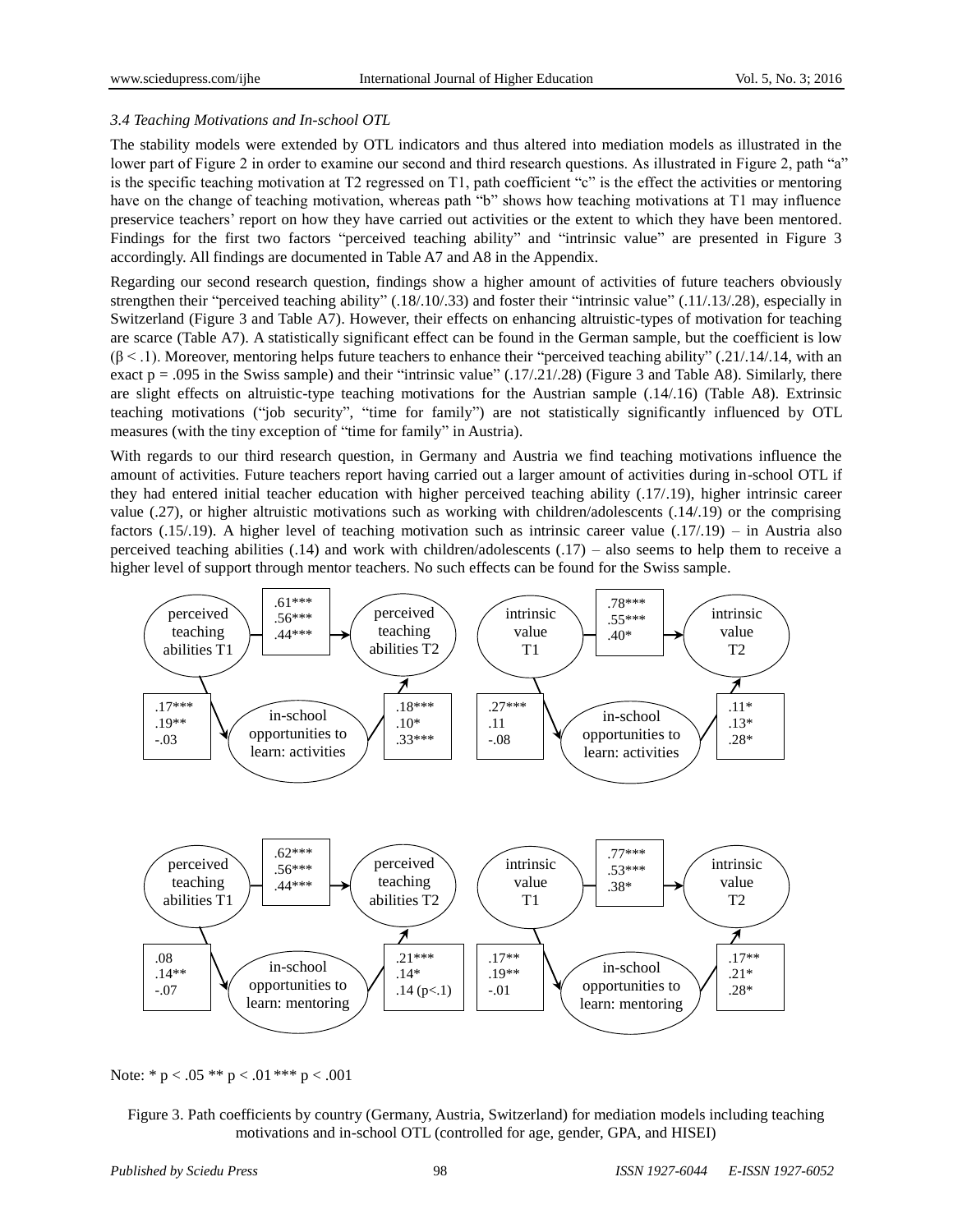### *3.4 Teaching Motivations and In-school OTL*

The stability models were extended by OTL indicators and thus altered into mediation models as illustrated in the lower part of Figure 2 in order to examine our second and third research questions. As illustrated in Figure 2, path "a" is the specific teaching motivation at T2 regressed on T1, path coefficient "c" is the effect the activities or mentoring have on the change of teaching motivation, whereas path "b" shows how teaching motivations at T1 may influence preservice teachers' report on how they have carried out activities or the extent to which they have been mentored. Findings for the first two factors "perceived teaching ability" and "intrinsic value" are presented in Figure 3 accordingly. All findings are documented in Table A7 and A8 in the Appendix.

Regarding our second research question, findings show a higher amount of activities of future teachers obviously strengthen their "perceived teaching ability" (.18/.10/.33) and foster their "intrinsic value" (.11/.13/.28), especially in Switzerland (Figure 3 and Table A7). However, their effects on enhancing altruistic-types of motivation for teaching are scarce (Table A7). A statistically significant effect can be found in the German sample, but the coefficient is low ($\beta < .1$). Moreover, mentoring helps future teachers to enhance their "perceived teaching ability" (.21/.14/.14, with an exact $p = .095$ in the Swiss sample) and their "intrinsic value" (.17/.21/.28) (Figure 3 and Table A8). Similarly, there are slight effects on altruistic-type teaching motivations for the Austrian sample (.14/.16) (Table A8). Extrinsic teaching motivations ("job security", "time for family") are not statistically significantly influenced by OTL measures (with the tiny exception of "time for family" in Austria).

With regards to our third research question, in Germany and Austria we find teaching motivations influence the amount of activities. Future teachers report having carried out a larger amount of activities during in-school OTL if they had entered initial teacher education with higher perceived teaching ability (.17/.19), higher intrinsic career value (.27), or higher altruistic motivations such as working with children/adolescents (.14/.19) or the comprising factors (.15/.19). A higher level of teaching motivation such as intrinsic career value (.17/.19) – in Austria also perceived teaching abilities (.14) and work with children/adolescents (.17) – also seems to help them to receive a higher level of support through mentor teachers. No such effects can be found for the Swiss sample.

| Model | T1 → T2 (a) | T1 → OTL (b) | OTL → T2 (c) |
|---|---|---|---|
| Perceived teaching abilities, in-school OTL: activities | .61*** / .56*** / .44*** | .17*** / .19** / -.03 | .18*** / .10* / .33*** |
| Intrinsic value, in-school OTL: activities | .78*** / .55*** / .40* | .27*** / .11 / -.08 | .11* / .13* / .28* |
| Perceived teaching abilities, in-school OTL: mentoring | .62*** / .56*** / .44*** | .08 / .14** / -.07 | .21*** / .14* / .14 (p<.1) |
| Intrinsic value, in-school OTL: mentoring | .77*** / .53*** / .38* | .17** / .19** / -.01 | .17** / .21* / .28* |

Note: * $p < .05$ ** $p < .01$ *** $p < .001$

Figure 3. Path coefficients by country (Germany, Austria, Switzerland) for mediation models including teaching motivations and in-school OTL (controlled for age, gender, GPA, and HISEI)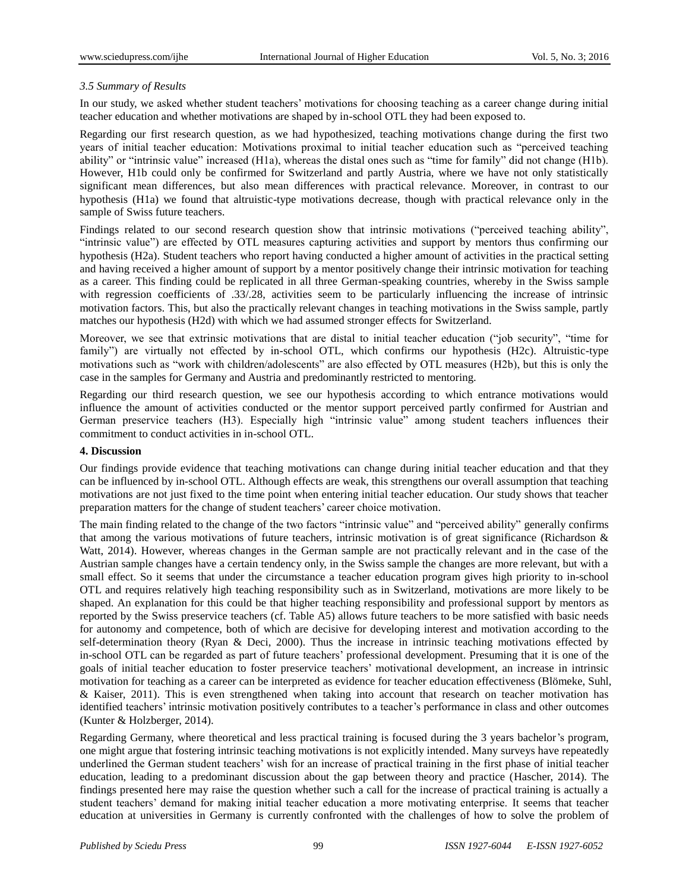### *3.5 Summary of Results*

In our study, we asked whether student teachers' motivations for choosing teaching as a career change during initial teacher education and whether motivations are shaped by in-school OTL they had been exposed to.

Regarding our first research question, as we had hypothesized, teaching motivations change during the first two years of initial teacher education: Motivations proximal to initial teacher education such as "perceived teaching ability" or "intrinsic value" increased (H1a), whereas the distal ones such as "time for family" did not change (H1b). However, H1b could only be confirmed for Switzerland and partly Austria, where we have not only statistically significant mean differences, but also mean differences with practical relevance. Moreover, in contrast to our hypothesis (H1a) we found that altruistic-type motivations decrease, though with practical relevance only in the sample of Swiss future teachers.

Findings related to our second research question show that intrinsic motivations ("perceived teaching ability", "intrinsic value") are effected by OTL measures capturing activities and support by mentors thus confirming our hypothesis (H2a). Student teachers who report having conducted a higher amount of activities in the practical setting and having received a higher amount of support by a mentor positively change their intrinsic motivation for teaching as a career. This finding could be replicated in all three German-speaking countries, whereby in the Swiss sample with regression coefficients of .33/.28, activities seem to be particularly influencing the increase of intrinsic motivation factors. This, but also the practically relevant changes in teaching motivations in the Swiss sample, partly matches our hypothesis (H2d) with which we had assumed stronger effects for Switzerland.

Moreover, we see that extrinsic motivations that are distal to initial teacher education ("job security", "time for family") are virtually not effected by in-school OTL, which confirms our hypothesis (H2c). Altruistic-type motivations such as "work with children/adolescents" are also effected by OTL measures (H2b), but this is only the case in the samples for Germany and Austria and predominantly restricted to mentoring.

Regarding our third research question, we see our hypothesis according to which entrance motivations would influence the amount of activities conducted or the mentor support perceived partly confirmed for Austrian and German preservice teachers (H3). Especially high "intrinsic value" among student teachers influences their commitment to conduct activities in in-school OTL.

## 4. Discussion

Our findings provide evidence that teaching motivations can change during initial teacher education and that they can be influenced by in-school OTL. Although effects are weak, this strengthens our overall assumption that teaching motivations are not just fixed to the time point when entering initial teacher education. Our study shows that teacher preparation matters for the change of student teachers' career choice motivation.

The main finding related to the change of the two factors "intrinsic value" and "perceived ability" generally confirms that among the various motivations of future teachers, intrinsic motivation is of great significance (Richardson & Watt, 2014). However, whereas changes in the German sample are not practically relevant and in the case of the Austrian sample changes have a certain tendency only, in the Swiss sample the changes are more relevant, but with a small effect. So it seems that under the circumstance a teacher education program gives high priority to in-school OTL and requires relatively high teaching responsibility such as in Switzerland, motivations are more likely to be shaped. An explanation for this could be that higher teaching responsibility and professional support by mentors as reported by the Swiss preservice teachers (cf. Table A5) allows future teachers to be more satisfied with basic needs for autonomy and competence, both of which are decisive for developing interest and motivation according to the self-determination theory (Ryan & Deci, 2000). Thus the increase in intrinsic teaching motivations effected by in-school OTL can be regarded as part of future teachers' professional development. Presuming that it is one of the goals of initial teacher education to foster preservice teachers' motivational development, an increase in intrinsic motivation for teaching as a career can be interpreted as evidence for teacher education effectiveness (Blömeke, Suhl, & Kaiser, 2011). This is even strengthened when taking into account that research on teacher motivation has identified teachers' intrinsic motivation positively contributes to a teacher's performance in class and other outcomes (Kunter & Holzberger, 2014).

Regarding Germany, where theoretical and less practical training is focused during the 3 years bachelor's program, one might argue that fostering intrinsic teaching motivations is not explicitly intended. Many surveys have repeatedly underlined the German student teachers' wish for an increase of practical training in the first phase of initial teacher education, leading to a predominant discussion about the gap between theory and practice (Hascher, 2014). The findings presented here may raise the question whether such a call for the increase of practical training is actually a student teachers' demand for making initial teacher education a more motivating enterprise. It seems that teacher education at universities in Germany is currently confronted with the challenges of how to solve the problem of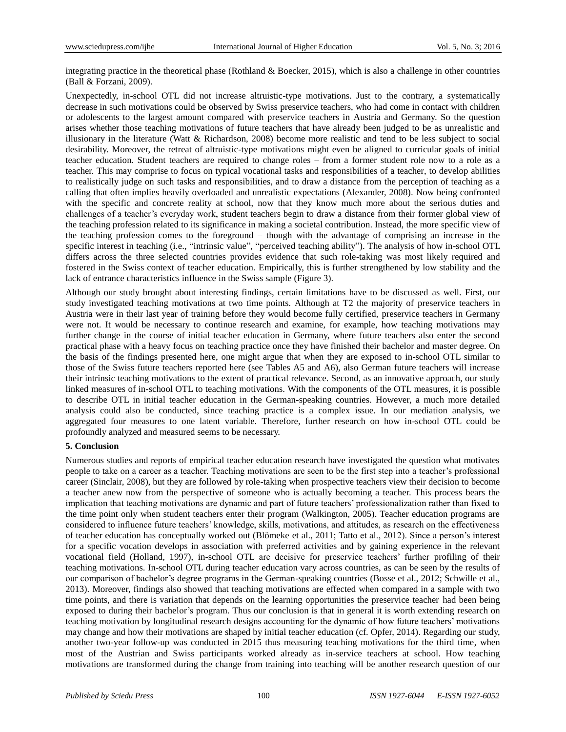integrating practice in the theoretical phase (Rothland & Boecker, 2015), which is also a challenge in other countries (Ball & Forzani, 2009).

Unexpectedly, in-school OTL did not increase altruistic-type motivations. Just to the contrary, a systematically decrease in such motivations could be observed by Swiss preservice teachers, who had come in contact with children or adolescents to the largest amount compared with preservice teachers in Austria and Germany. So the question arises whether those teaching motivations of future teachers that have already been judged to be as unrealistic and illusionary in the literature (Watt & Richardson, 2008) become more realistic and tend to be less subject to social desirability. Moreover, the retreat of altruistic-type motivations might even be aligned to curricular goals of initial teacher education. Student teachers are required to change roles – from a former student role now to a role as a teacher. This may comprise to focus on typical vocational tasks and responsibilities of a teacher, to develop abilities to realistically judge on such tasks and responsibilities, and to draw a distance from the perception of teaching as a calling that often implies heavily overloaded and unrealistic expectations (Alexander, 2008). Now being confronted with the specific and concrete reality at school, now that they know much more about the serious duties and challenges of a teacher's everyday work, student teachers begin to draw a distance from their former global view of the teaching profession related to its significance in making a societal contribution. Instead, the more specific view of the teaching profession comes to the foreground – though with the advantage of comprising an increase in the specific interest in teaching (i.e., "intrinsic value", "perceived teaching ability"). The analysis of how in-school OTL differs across the three selected countries provides evidence that such role-taking was most likely required and fostered in the Swiss context of teacher education. Empirically, this is further strengthened by low stability and the lack of entrance characteristics influence in the Swiss sample (Figure 3).

Although our study brought about interesting findings, certain limitations have to be discussed as well. First, our study investigated teaching motivations at two time points. Although at T2 the majority of preservice teachers in Austria were in their last year of training before they would become fully certified, preservice teachers in Germany were not. It would be necessary to continue research and examine, for example, how teaching motivations may further change in the course of initial teacher education in Germany, where future teachers also enter the second practical phase with a heavy focus on teaching practice once they have finished their bachelor and master degree. On the basis of the findings presented here, one might argue that when they are exposed to in-school OTL similar to those of the Swiss future teachers reported here (see Tables A5 and A6), also German future teachers will increase their intrinsic teaching motivations to the extent of practical relevance. Second, as an innovative approach, our study linked measures of in-school OTL to teaching motivations. With the components of the OTL measures, it is possible to describe OTL in initial teacher education in the German-speaking countries. However, a much more detailed analysis could also be conducted, since teaching practice is a complex issue. In our mediation analysis, we aggregated four measures to one latent variable. Therefore, further research on how in-school OTL could be profoundly analyzed and measured seems to be necessary.

## 5. Conclusion

Numerous studies and reports of empirical teacher education research have investigated the question what motivates people to take on a career as a teacher. Teaching motivations are seen to be the first step into a teacher's professional career (Sinclair, 2008), but they are followed by role-taking when prospective teachers view their decision to become a teacher anew now from the perspective of someone who is actually becoming a teacher. This process bears the implication that teaching motivations are dynamic and part of future teachers' professionalization rather than fixed to the time point only when student teachers enter their program (Walkington, 2005). Teacher education programs are considered to influence future teachers' knowledge, skills, motivations, and attitudes, as research on the effectiveness of teacher education has conceptually worked out (Blömeke et al., 2011; Tatto et al., 2012). Since a person's interest for a specific vocation develops in association with preferred activities and by gaining experience in the relevant vocational field (Holland, 1997), in-school OTL are decisive for preservice teachers' further profiling of their teaching motivations. In-school OTL during teacher education vary across countries, as can be seen by the results of our comparison of bachelor's degree programs in the German-speaking countries (Bosse et al., 2012; Schwille et al., 2013). Moreover, findings also showed that teaching motivations are effected when compared in a sample with two time points, and there is variation that depends on the learning opportunities the preservice teacher had been being exposed to during their bachelor's program. Thus our conclusion is that in general it is worth extending research on teaching motivation by longitudinal research designs accounting for the dynamic of how future teachers' motivations may change and how their motivations are shaped by initial teacher education (cf. Opfer, 2014). Regarding our study, another two-year follow-up was conducted in 2015 thus measuring teaching motivations for the third time, when most of the Austrian and Swiss participants worked already as in-service teachers at school. How teaching motivations are transformed during the change from training into teaching will be another research question of our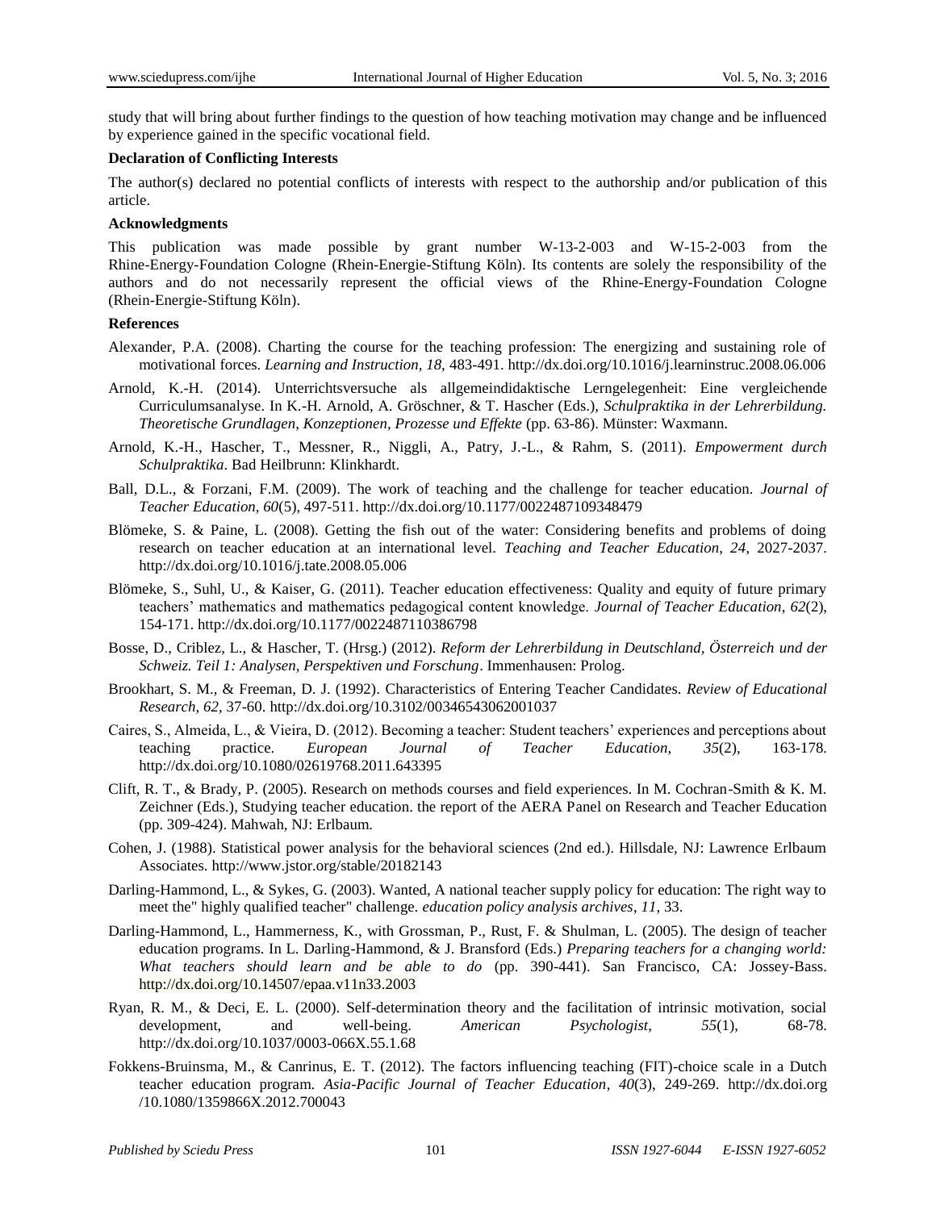study that will bring about further findings to the question of how teaching motivation may change and be influenced by experience gained in the specific vocational field.

**Declaration of Conflicting Interests**

The author(s) declared no potential conflicts of interests with respect to the authorship and/or publication of this article.

**Acknowledgments**

This publication was made possible by grant number W-13-2-003 and W-15-2-003 from the Rhine-Energy-Foundation Cologne (Rhein-Energie-Stiftung Köln). Its contents are solely the responsibility of the authors and do not necessarily represent the official views of the Rhine-Energy-Foundation Cologne (Rhein-Energie-Stiftung Köln).

**References**

Alexander, P.A. (2008). Charting the course for the teaching profession: The energizing and sustaining role of motivational forces. *Learning and Instruction, 18*, 483-491. http://dx.doi.org/10.1016/j.learninstruc.2008.06.006

Arnold, K.-H. (2014). Unterrichtsversuche als allgemeindidaktische Lerngelegenheit: Eine vergleichende Curriculumsanalyse. In K.-H. Arnold, A. Gröschner, & T. Hascher (Eds.), *Schulpraktika in der Lehrerbildung. Theoretische Grundlagen, Konzeptionen, Prozesse und Effekte* (pp. 63-86). Münster: Waxmann.

Arnold, K.-H., Hascher, T., Messner, R., Niggli, A., Patry, J.-L., & Rahm, S. (2011). *Empowerment durch Schulpraktika*. Bad Heilbrunn: Klinkhardt.

Ball, D.L., & Forzani, F.M. (2009). The work of teaching and the challenge for teacher education. *Journal of Teacher Education, 60*(5), 497-511. http://dx.doi.org/10.1177/0022487109348479

Blömeke, S. & Paine, L. (2008). Getting the fish out of the water: Considering benefits and problems of doing research on teacher education at an international level. *Teaching and Teacher Education, 24*, 2027-2037. http://dx.doi.org/10.1016/j.tate.2008.05.006

Blömeke, S., Suhl, U., & Kaiser, G. (2011). Teacher education effectiveness: Quality and equity of future primary teachers' mathematics and mathematics pedagogical content knowledge. *Journal of Teacher Education, 62*(2), 154-171. http://dx.doi.org/10.1177/0022487110386798

Bosse, D., Criblez, L., & Hascher, T. (Hrsg.) (2012). *Reform der Lehrerbildung in Deutschland, Österreich und der Schweiz. Teil 1: Analysen, Perspektiven und Forschung*. Immenhausen: Prolog.

Brookhart, S. M., & Freeman, D. J. (1992). Characteristics of Entering Teacher Candidates. *Review of Educational Research, 62*, 37-60. http://dx.doi.org/10.3102/00346543062001037

Caires, S., Almeida, L., & Vieira, D. (2012). Becoming a teacher: Student teachers' experiences and perceptions about teaching practice. *European Journal of Teacher Education, 35*(2), 163-178. http://dx.doi.org/10.1080/02619768.2011.643395

Clift, R. T., & Brady, P. (2005). Research on methods courses and field experiences. In M. Cochran-Smith & K. M. Zeichner (Eds.), Studying teacher education. the report of the AERA Panel on Research and Teacher Education (pp. 309-424). Mahwah, NJ: Erlbaum.

Cohen, J. (1988). Statistical power analysis for the behavioral sciences (2nd ed.). Hillsdale, NJ: Lawrence Erlbaum Associates. http://www.jstor.org/stable/20182143

Darling-Hammond, L., & Sykes, G. (2003). Wanted, A national teacher supply policy for education: The right way to meet the" highly qualified teacher" challenge. *education policy analysis archives, 11*, 33.

Darling-Hammond, L., Hammerness, K., with Grossman, P., Rust, F. & Shulman, L. (2005). The design of teacher education programs. In L. Darling-Hammond, & J. Bransford (Eds.) *Preparing teachers for a changing world: What teachers should learn and be able to do* (pp. 390-441). San Francisco, CA: Jossey-Bass. http://dx.doi.org/10.14507/epaa.v11n33.2003

Ryan, R. M., & Deci, E. L. (2000). Self-determination theory and the facilitation of intrinsic motivation, social development, and well-being. *American Psychologist, 55*(1), 68-78. http://dx.doi.org/10.1037/0003-066X.55.1.68

Fokkens-Bruinsma, M., & Canrinus, E. T. (2012). The factors influencing teaching (FIT)-choice scale in a Dutch teacher education program. *Asia-Pacific Journal of Teacher Education, 40*(3), 249-269. http://dx.doi.org /10.1080/1359866X.2012.700043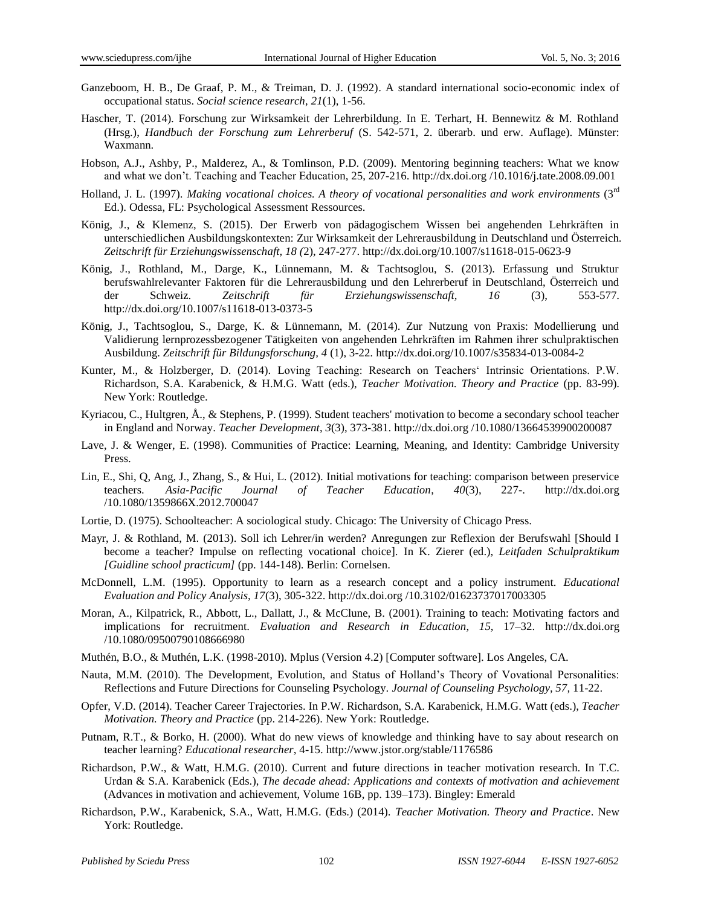Ganzeboom, H. B., De Graaf, P. M., & Treiman, D. J. (1992). A standard international socio-economic index of occupational status. *Social science research*, *21*(1), 1-56.

Hascher, T. (2014). Forschung zur Wirksamkeit der Lehrerbildung. In E. Terhart, H. Bennewitz & M. Rothland (Hrsg.), *Handbuch der Forschung zum Lehrerberuf* (S. 542-571, 2. überarb. und erw. Auflage). Münster: Waxmann.

Hobson, A.J., Ashby, P., Malderez, A., & Tomlinson, P.D. (2009). Mentoring beginning teachers: What we know and what we don't. Teaching and Teacher Education, 25, 207-216. http://dx.doi.org /10.1016/j.tate.2008.09.001

Holland, J. L. (1997). *Making vocational choices. A theory of vocational personalities and work environments* (3rd Ed.). Odessa, FL: Psychological Assessment Ressources.

König, J., & Klemenz, S. (2015). Der Erwerb von pädagogischem Wissen bei angehenden Lehrkräften in unterschiedlichen Ausbildungskontexten: Zur Wirksamkeit der Lehrerausbildung in Deutschland und Österreich. *Zeitschrift für Erziehungswissenschaft, 18 (*2), 247-277. http://dx.doi.org/10.1007/s11618-015-0623-9

König, J., Rothland, M., Darge, K., Lünnemann, M. & Tachtsoglou, S. (2013). Erfassung und Struktur berufswahlrelevanter Faktoren für die Lehrerausbildung und den Lehrerberuf in Deutschland, Österreich und der Schweiz. *Zeitschrift für Erziehungswissenschaft, 16* (3), 553-577. http://dx.doi.org/10.1007/s11618-013-0373-5

König, J., Tachtsoglou, S., Darge, K. & Lünnemann, M. (2014). Zur Nutzung von Praxis: Modellierung und Validierung lernprozessbezogener Tätigkeiten von angehenden Lehrkräften im Rahmen ihrer schulpraktischen Ausbildung. *Zeitschrift für Bildungsforschung, 4* (1), 3-22. http://dx.doi.org/10.1007/s35834-013-0084-2

Kunter, M., & Holzberger, D. (2014). Loving Teaching: Research on Teachers' Intrinsic Orientations. P.W. Richardson, S.A. Karabenick, & H.M.G. Watt (eds.), *Teacher Motivation. Theory and Practice* (pp. 83-99). New York: Routledge.

Kyriacou, C., Hultgren, Å., & Stephens, P. (1999). Student teachers' motivation to become a secondary school teacher in England and Norway. *Teacher Development*, *3*(3), 373-381. http://dx.doi.org /10.1080/13664539900200087

Lave, J. & Wenger, E. (1998). Communities of Practice: Learning, Meaning, and Identity: Cambridge University Press.

Lin, E., Shi, Q, Ang, J., Zhang, S., & Hui, L. (2012). Initial motivations for teaching: comparison between preservice teachers. *Asia-Pacific Journal of Teacher Education*, *40*(3), 227-. http://dx.doi.org /10.1080/1359866X.2012.700047

Lortie, D. (1975). Schoolteacher: A sociological study. Chicago: The University of Chicago Press.

Mayr, J. & Rothland, M. (2013). Soll ich Lehrer/in werden? Anregungen zur Reflexion der Berufswahl [Should I become a teacher? Impulse on reflecting vocational choice]. In K. Zierer (ed.), *Leitfaden Schulpraktikum [Guidline school practicum]* (pp. 144-148). Berlin: Cornelsen.

McDonnell, L.M. (1995). Opportunity to learn as a research concept and a policy instrument. *Educational Evaluation and Policy Analysis, 17*(3), 305-322. http://dx.doi.org /10.3102/01623737017003305

Moran, A., Kilpatrick, R., Abbott, L., Dallatt, J., & McClune, B. (2001). Training to teach: Motivating factors and implications for recruitment. *Evaluation and Research in Education*, *15*, 17–32. http://dx.doi.org /10.1080/09500790108666980

Muthén, B.O., & Muthén, L.K. (1998-2010). Mplus (Version 4.2) [Computer software]. Los Angeles, CA.

Nauta, M.M. (2010). The Development, Evolution, and Status of Holland's Theory of Vovational Personalities: Reflections and Future Directions for Counseling Psychology. *Journal of Counseling Psychology, 57,* 11-22.

Opfer, V.D. (2014). Teacher Career Trajectories. In P.W. Richardson, S.A. Karabenick, H.M.G. Watt (eds.), *Teacher Motivation. Theory and Practice* (pp. 214-226). New York: Routledge.

Putnam, R.T., & Borko, H. (2000). What do new views of knowledge and thinking have to say about research on teacher learning? *Educational researcher*, 4-15. http://www.jstor.org/stable/1176586

Richardson, P.W., & Watt, H.M.G. (2010). Current and future directions in teacher motivation research. In T.C. Urdan & S.A. Karabenick (Eds.), *The decade ahead: Applications and contexts of motivation and achievement* (Advances in motivation and achievement, Volume 16B, pp. 139–173). Bingley: Emerald

Richardson, P.W., Karabenick, S.A., Watt, H.M.G. (Eds.) (2014). *Teacher Motivation. Theory and Practice*. New York: Routledge.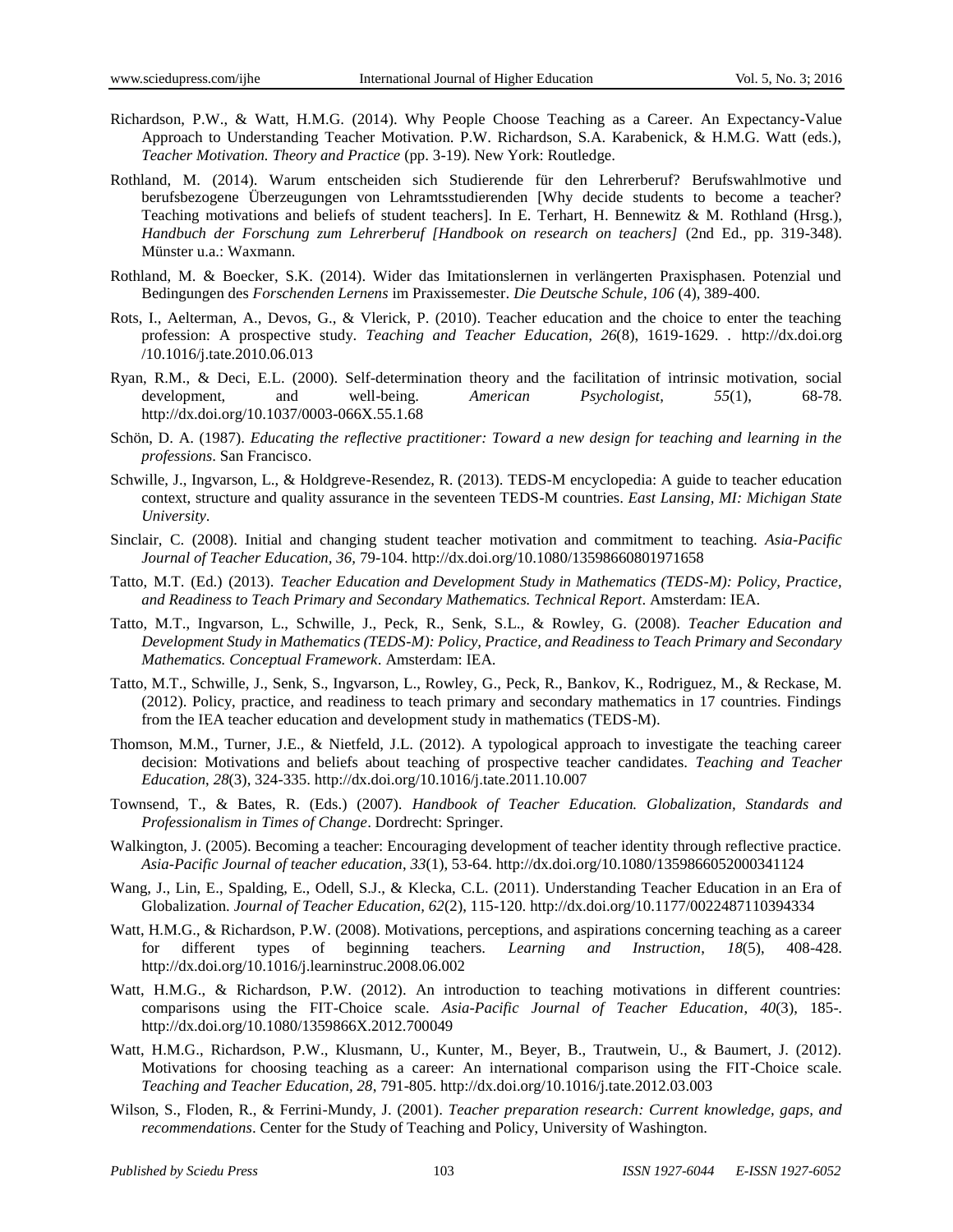Richardson, P.W., & Watt, H.M.G. (2014). Why People Choose Teaching as a Career. An Expectancy-Value Approach to Understanding Teacher Motivation. P.W. Richardson, S.A. Karabenick, & H.M.G. Watt (eds.), *Teacher Motivation. Theory and Practice* (pp. 3-19). New York: Routledge.

Rothland, M. (2014). Warum entscheiden sich Studierende für den Lehrerberuf? Berufswahlmotive und berufsbezogene Überzeugungen von Lehramtsstudierenden [Why decide students to become a teacher? Teaching motivations and beliefs of student teachers]. In E. Terhart, H. Bennewitz & M. Rothland (Hrsg.), *Handbuch der Forschung zum Lehrerberuf [Handbook on research on teachers]* (2nd Ed., pp. 319-348). Münster u.a.: Waxmann.

Rothland, M. & Boecker, S.K. (2014). Wider das Imitationslernen in verlängerten Praxisphasen. Potenzial und Bedingungen des *Forschenden Lernens* im Praxissemester. *Die Deutsche Schule, 106* (4), 389-400.

Rots, I., Aelterman, A., Devos, G., & Vlerick, P. (2010). Teacher education and the choice to enter the teaching profession: A prospective study. *Teaching and Teacher Education*, *26*(8), 1619-1629. . http://dx.doi.org/10.1016/j.tate.2010.06.013

Ryan, R.M., & Deci, E.L. (2000). Self-determination theory and the facilitation of intrinsic motivation, social development, and well-being. *American Psychologist*, *55*(1), 68-78. http://dx.doi.org/10.1037/0003-066X.55.1.68

Schön, D. A. (1987). *Educating the reflective practitioner: Toward a new design for teaching and learning in the professions*. San Francisco.

Schwille, J., Ingvarson, L., & Holdgreve-Resendez, R. (2013). TEDS-M encyclopedia: A guide to teacher education context, structure and quality assurance in the seventeen TEDS-M countries. *East Lansing, MI: Michigan State University*.

Sinclair, C. (2008). Initial and changing student teacher motivation and commitment to teaching. *Asia-Pacific Journal of Teacher Education, 36*, 79-104. http://dx.doi.org/10.1080/13598660801971658

Tatto, M.T. (Ed.) (2013). *Teacher Education and Development Study in Mathematics (TEDS-M): Policy, Practice, and Readiness to Teach Primary and Secondary Mathematics. Technical Report*. Amsterdam: IEA.

Tatto, M.T., Ingvarson, L., Schwille, J., Peck, R., Senk, S.L., & Rowley, G. (2008). *Teacher Education and Development Study in Mathematics (TEDS-M): Policy, Practice, and Readiness to Teach Primary and Secondary Mathematics. Conceptual Framework*. Amsterdam: IEA.

Tatto, M.T., Schwille, J., Senk, S., Ingvarson, L., Rowley, G., Peck, R., Bankov, K., Rodriguez, M., & Reckase, M. (2012). Policy, practice, and readiness to teach primary and secondary mathematics in 17 countries. Findings from the IEA teacher education and development study in mathematics (TEDS-M).

Thomson, M.M., Turner, J.E., & Nietfeld, J.L. (2012). A typological approach to investigate the teaching career decision: Motivations and beliefs about teaching of prospective teacher candidates. *Teaching and Teacher Education*, *28*(3), 324-335. http://dx.doi.org/10.1016/j.tate.2011.10.007

Townsend, T., & Bates, R. (Eds.) (2007). *Handbook of Teacher Education. Globalization, Standards and Professionalism in Times of Change*. Dordrecht: Springer.

Walkington, J. (2005). Becoming a teacher: Encouraging development of teacher identity through reflective practice. *Asia-Pacific Journal of teacher education*, *33*(1), 53-64. http://dx.doi.org/10.1080/1359866052000341124

Wang, J., Lin, E., Spalding, E., Odell, S.J., & Klecka, C.L. (2011). Understanding Teacher Education in an Era of Globalization. *Journal of Teacher Education, 62*(2), 115-120. http://dx.doi.org/10.1177/0022487110394334

Watt, H.M.G., & Richardson, P.W. (2008). Motivations, perceptions, and aspirations concerning teaching as a career for different types of beginning teachers. *Learning and Instruction*, *18*(5), 408-428. http://dx.doi.org/10.1016/j.learninstruc.2008.06.002

Watt, H.M.G., & Richardson, P.W. (2012). An introduction to teaching motivations in different countries: comparisons using the FIT-Choice scale. *Asia-Pacific Journal of Teacher Education*, *40*(3), 185-. http://dx.doi.org/10.1080/1359866X.2012.700049

Watt, H.M.G., Richardson, P.W., Klusmann, U., Kunter, M., Beyer, B., Trautwein, U., & Baumert, J. (2012). Motivations for choosing teaching as a career: An international comparison using the FIT-Choice scale. *Teaching and Teacher Education, 28*, 791-805. http://dx.doi.org/10.1016/j.tate.2012.03.003

Wilson, S., Floden, R., & Ferrini-Mundy, J. (2001). *Teacher preparation research: Current knowledge, gaps, and recommendations*. Center for the Study of Teaching and Policy, University of Washington.